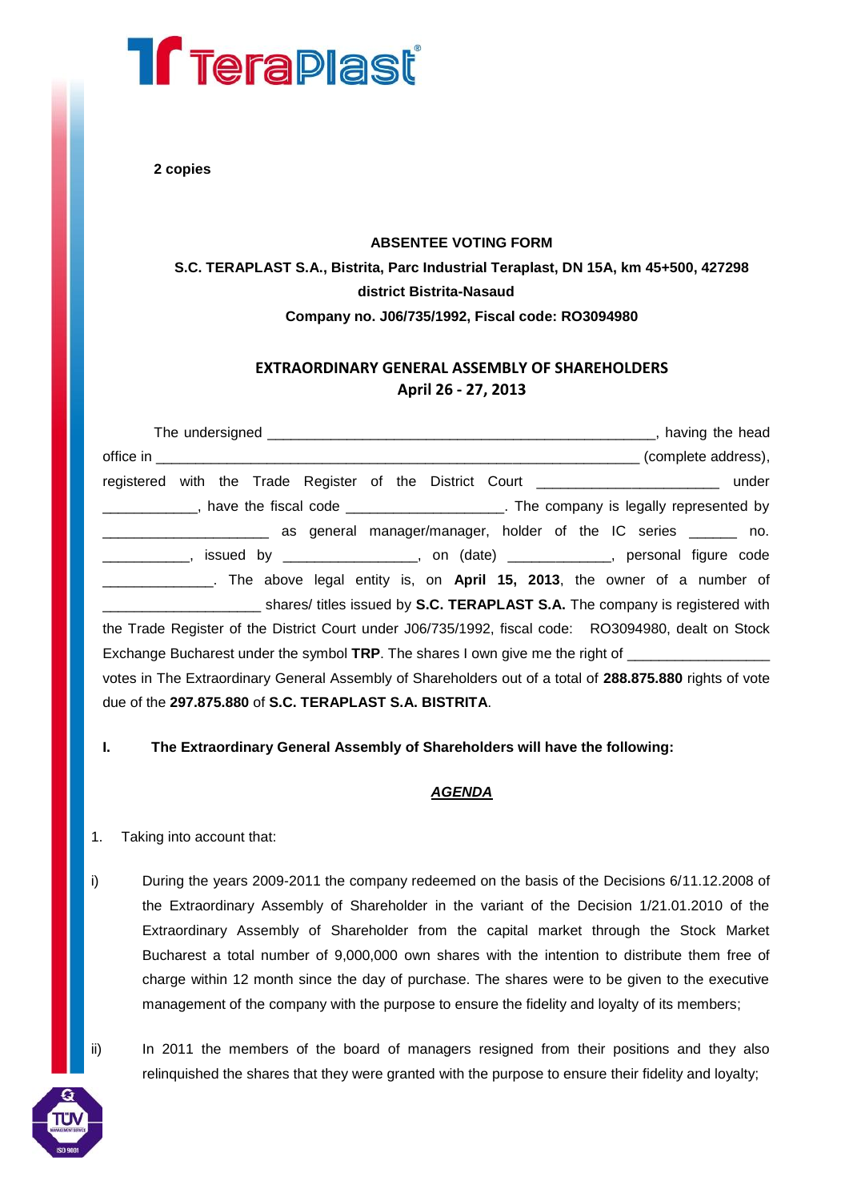**2 copies**

**ABSENTEE VOTING FORM**

**S.C. TERAPLAST S.A., Bistrita, Parc Industrial Teraplast, DN 15A, km 45+500, 427298 district Bistrita-Nasaud**

**Company no. J06/735/1992, Fiscal code: RO3094980**

**EXTRAORDINARY GENERAL ASSEMBLY OF SHAREHOLDERS**
**April 26 - 27, 2013**

The undersigned __________________________________________________, having the head office in ______________________________________________________________ (complete address), registered with the Trade Register of the District Court ______________________ under ____________, have the fiscal code ____________________. The company is legally represented by _____________________ as general manager/manager, holder of the IC series ______ no. ___________, issued by _________________, on (date) _____________, personal figure code ______________. The above legal entity is, on **April 15, 2013**, the owner of a number of ____________________ shares/ titles issued by **S.C. TERAPLAST S.A.** The company is registered with the Trade Register of the District Court under J06/735/1992, fiscal code: RO3094980, dealt on Stock Exchange Bucharest under the symbol **TRP**. The shares I own give me the right of __________________ votes in The Extraordinary General Assembly of Shareholders out of a total of **288.875.880** rights of vote due of the **297.875.880** of **S.C. TERAPLAST S.A. BISTRITA**.

**I. The Extraordinary General Assembly of Shareholders will have the following:**

***AGENDA***

1. Taking into account that:

i) During the years 2009-2011 the company redeemed on the basis of the Decisions 6/11.12.2008 of the Extraordinary Assembly of Shareholder in the variant of the Decision 1/21.01.2010 of the Extraordinary Assembly of Shareholder from the capital market through the Stock Market Bucharest a total number of 9,000,000 own shares with the intention to distribute them free of charge within 12 month since the day of purchase. The shares were to be given to the executive management of the company with the purpose to ensure the fidelity and loyalty of its members;

ii) In 2011 the members of the board of managers resigned from their positions and they also relinquished the shares that they were granted with the purpose to ensure their fidelity and loyalty;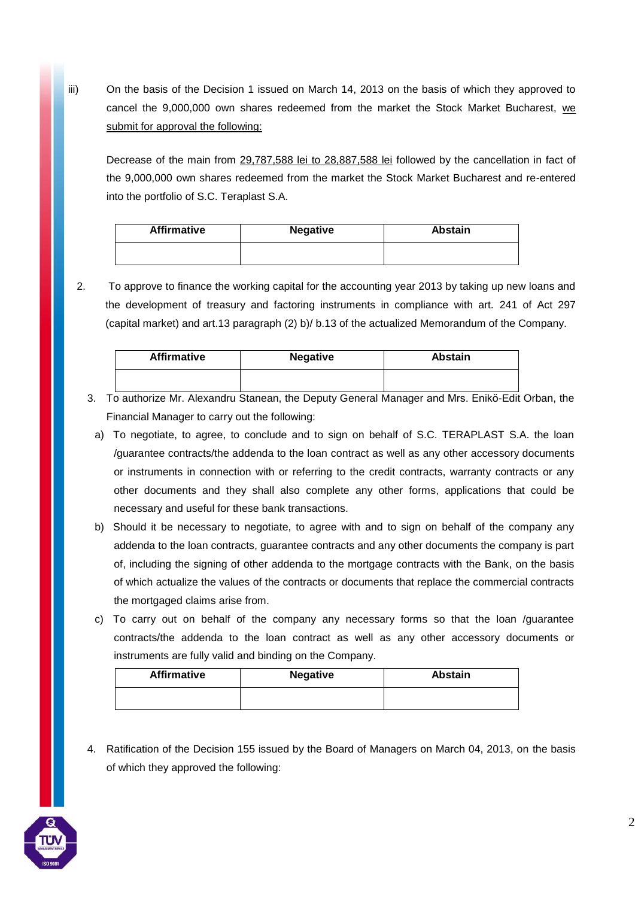iii) On the basis of the Decision 1 issued on March 14, 2013 on the basis of which they approved to cancel the 9,000,000 own shares redeemed from the market the Stock Market Bucharest, <u>we submit for approval the following:</u>

Decrease of the main from <u>29,787,588 lei to 28,887,588 lei</u> followed by the cancellation in fact of the 9,000,000 own shares redeemed from the market the Stock Market Bucharest and re-entered into the portfolio of S.C. Teraplast S.A.

| Affirmative | Negative | Abstain |
|---|---|---|
| | | |

2. To approve to finance the working capital for the accounting year 2013 by taking up new loans and the development of treasury and factoring instruments in compliance with art. 241 of Act 297 (capital market) and art.13 paragraph (2) b)/ b.13 of the actualized Memorandum of the Company.

| Affirmative | Negative | Abstain |
|---|---|---|
| | | |

3. To authorize Mr. Alexandru Stanean, the Deputy General Manager and Mrs. Enikö-Edit Orban, the Financial Manager to carry out the following:

   a) To negotiate, to agree, to conclude and to sign on behalf of S.C. TERAPLAST S.A. the loan /guarantee contracts/the addenda to the loan contract as well as any other accessory documents or instruments in connection with or referring to the credit contracts, warranty contracts or any other documents and they shall also complete any other forms, applications that could be necessary and useful for these bank transactions.

   b) Should it be necessary to negotiate, to agree with and to sign on behalf of the company any addenda to the loan contracts, guarantee contracts and any other documents the company is part of, including the signing of other addenda to the mortgage contracts with the Bank, on the basis of which actualize the values of the contracts or documents that replace the commercial contracts the mortgaged claims arise from.

   c) To carry out on behalf of the company any necessary forms so that the loan /guarantee contracts/the addenda to the loan contract as well as any other accessory documents or instruments are fully valid and binding on the Company.

| Affirmative | Negative | Abstain |
|---|---|---|
| | | |

4. Ratification of the Decision 155 issued by the Board of Managers on March 04, 2013, on the basis of which they approved the following: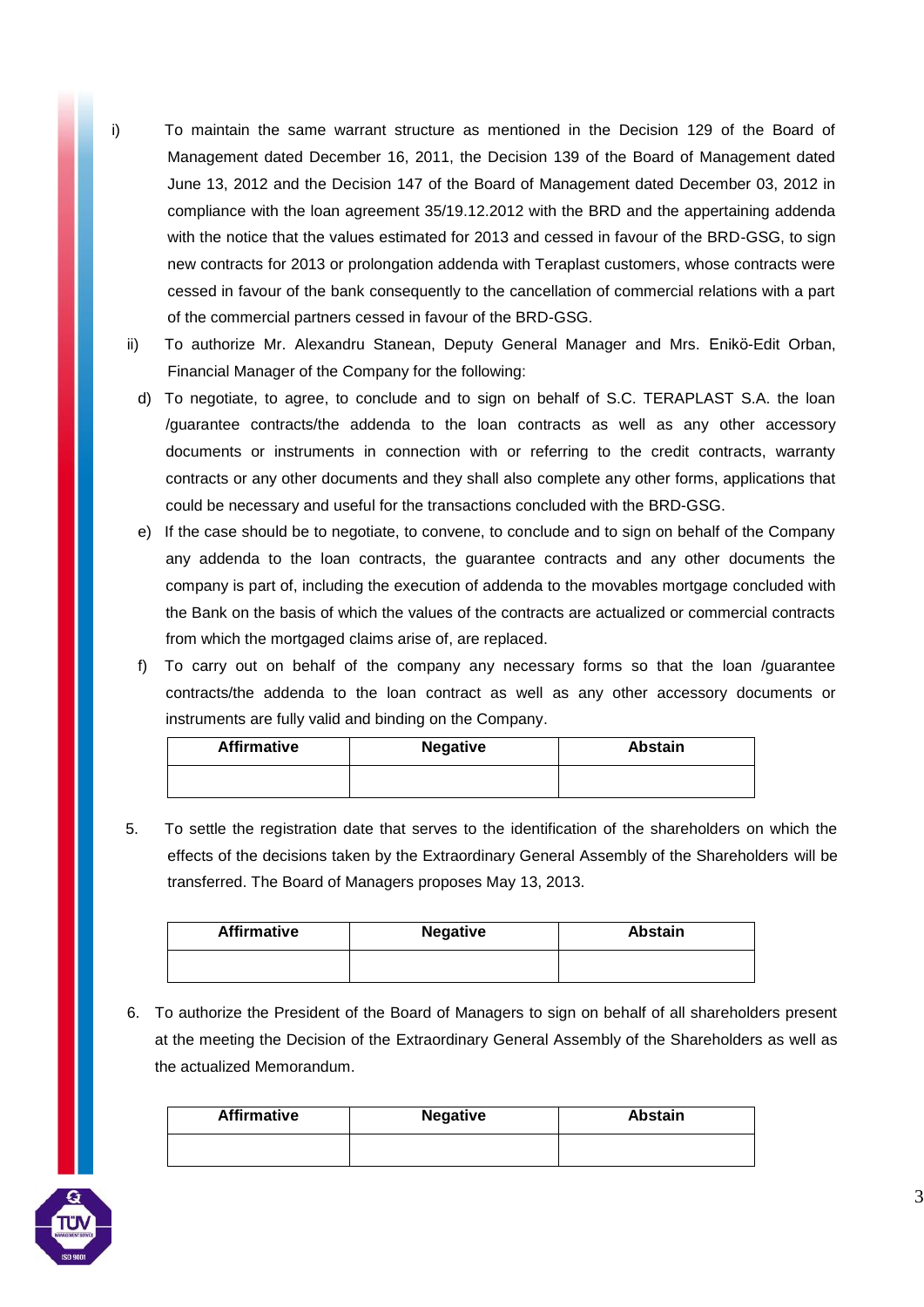i) To maintain the same warrant structure as mentioned in the Decision 129 of the Board of Management dated December 16, 2011, the Decision 139 of the Board of Management dated June 13, 2012 and the Decision 147 of the Board of Management dated December 03, 2012 in compliance with the loan agreement 35/19.12.2012 with the BRD and the appertaining addenda with the notice that the values estimated for 2013 and cessed in favour of the BRD-GSG, to sign new contracts for 2013 or prolongation addenda with Teraplast customers, whose contracts were cessed in favour of the bank consequently to the cancellation of commercial relations with a part of the commercial partners cessed in favour of the BRD-GSG.

ii) To authorize Mr. Alexandru Stanean, Deputy General Manager and Mrs. Enikö-Edit Orban, Financial Manager of the Company for the following:

d) To negotiate, to agree, to conclude and to sign on behalf of S.C. TERAPLAST S.A. the loan /guarantee contracts/the addenda to the loan contracts as well as any other accessory documents or instruments in connection with or referring to the credit contracts, warranty contracts or any other documents and they shall also complete any other forms, applications that could be necessary and useful for the transactions concluded with the BRD-GSG.

e) If the case should be to negotiate, to convene, to conclude and to sign on behalf of the Company any addenda to the loan contracts, the guarantee contracts and any other documents the company is part of, including the execution of addenda to the movables mortgage concluded with the Bank on the basis of which the values of the contracts are actualized or commercial contracts from which the mortgaged claims arise of, are replaced.

f) To carry out on behalf of the company any necessary forms so that the loan /guarantee contracts/the addenda to the loan contract as well as any other accessory documents or instruments are fully valid and binding on the Company.

| Affirmative | Negative | Abstain |
|---|---|---|
| | | |

5. To settle the registration date that serves to the identification of the shareholders on which the effects of the decisions taken by the Extraordinary General Assembly of the Shareholders will be transferred. The Board of Managers proposes May 13, 2013.

| Affirmative | Negative | Abstain |
|---|---|---|
| | | |

6. To authorize the President of the Board of Managers to sign on behalf of all shareholders present at the meeting the Decision of the Extraordinary General Assembly of the Shareholders as well as the actualized Memorandum.

| Affirmative | Negative | Abstain |
|---|---|---|
| | | |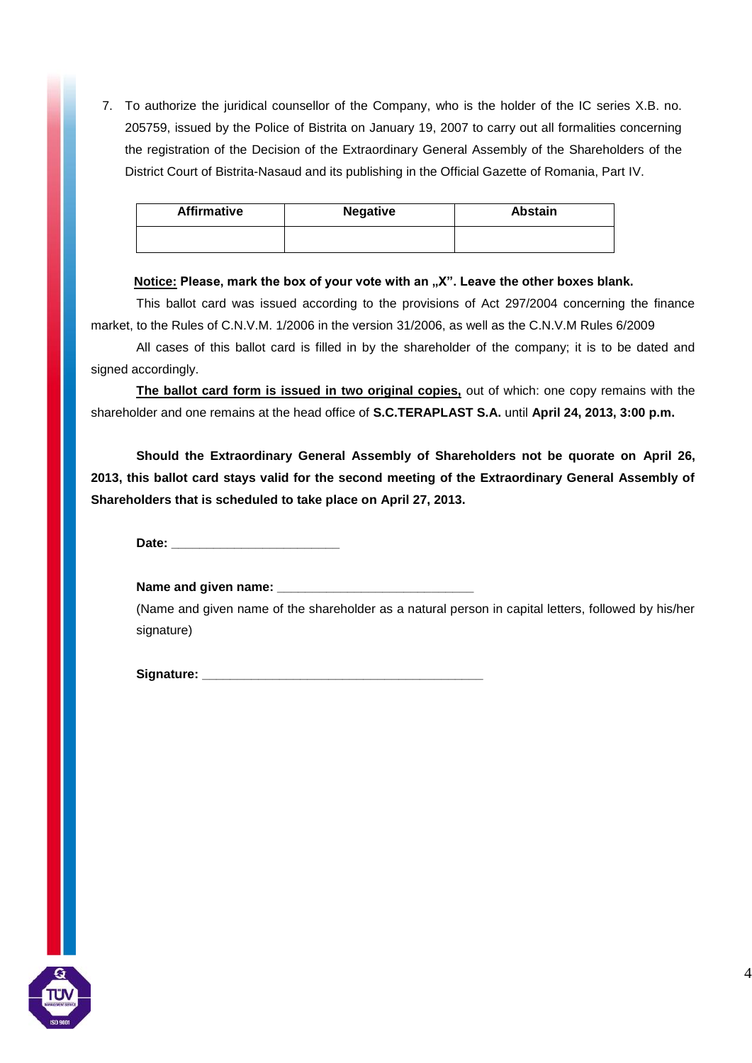7. To authorize the juridical counsellor of the Company, who is the holder of the IC series X.B. no. 205759, issued by the Police of Bistrita on January 19, 2007 to carry out all formalities concerning the registration of the Decision of the Extraordinary General Assembly of the Shareholders of the District Court of Bistrita-Nasaud and its publishing in the Official Gazette of Romania, Part IV.

| Affirmative | Negative | Abstain |
|---|---|---|
| | | |

**<u>Notice:</u> Please, mark the box of your vote with an „X". Leave the other boxes blank.**

This ballot card was issued according to the provisions of Act 297/2004 concerning the finance market, to the Rules of C.N.V.M. 1/2006 in the version 31/2006, as well as the C.N.V.M Rules 6/2009

All cases of this ballot card is filled in by the shareholder of the company; it is to be dated and signed accordingly.

**<u>The ballot card form is issued in two original copies,</u>** out of which: one copy remains with the shareholder and one remains at the head office of **S.C.TERAPLAST S.A.** until **April 24, 2013, 3:00 p.m.**

**Should the Extraordinary General Assembly of Shareholders not be quorate on April 26, 2013, this ballot card stays valid for the second meeting of the Extraordinary General Assembly of Shareholders that is scheduled to take place on April 27, 2013.**

**Date:** ________________________

**Name and given name:** ____________________________

(Name and given name of the shareholder as a natural person in capital letters, followed by his/her signature)

**Signature:** ________________________________________